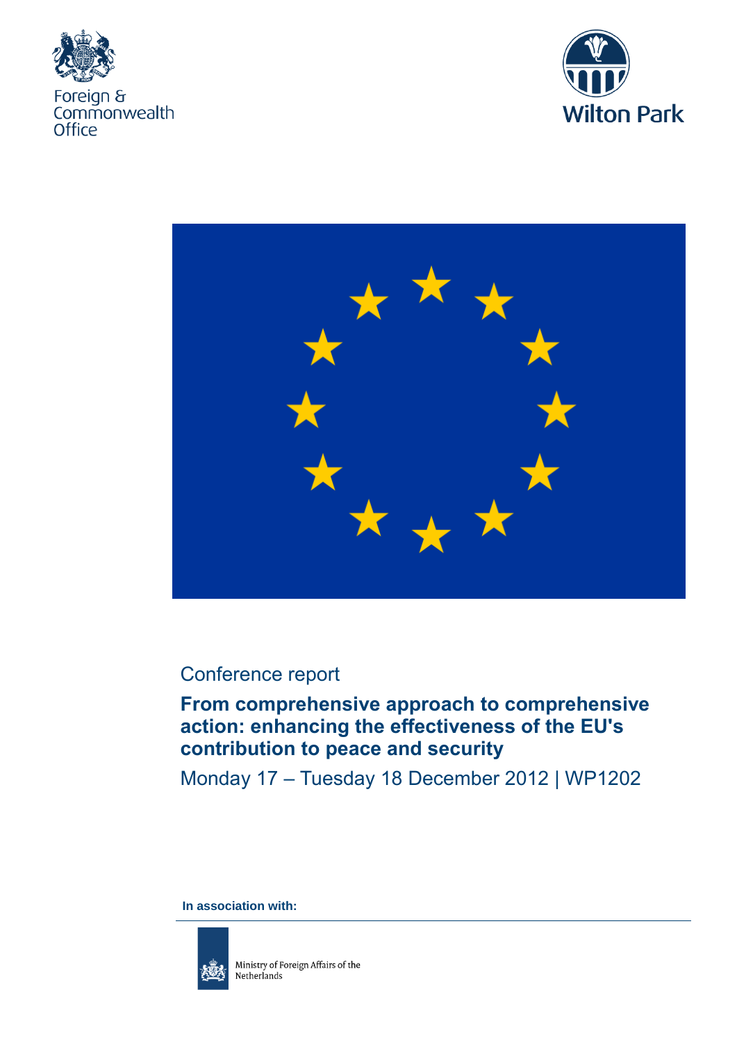Foreign & Commonwealth Office

Wilton Park

Conference report

# From comprehensive approach to comprehensive action: enhancing the effectiveness of the EU's contribution to peace and security

Monday 17 – Tuesday 18 December 2012 | WP1202

**In association with:**

Ministry of Foreign Affairs of the Netherlands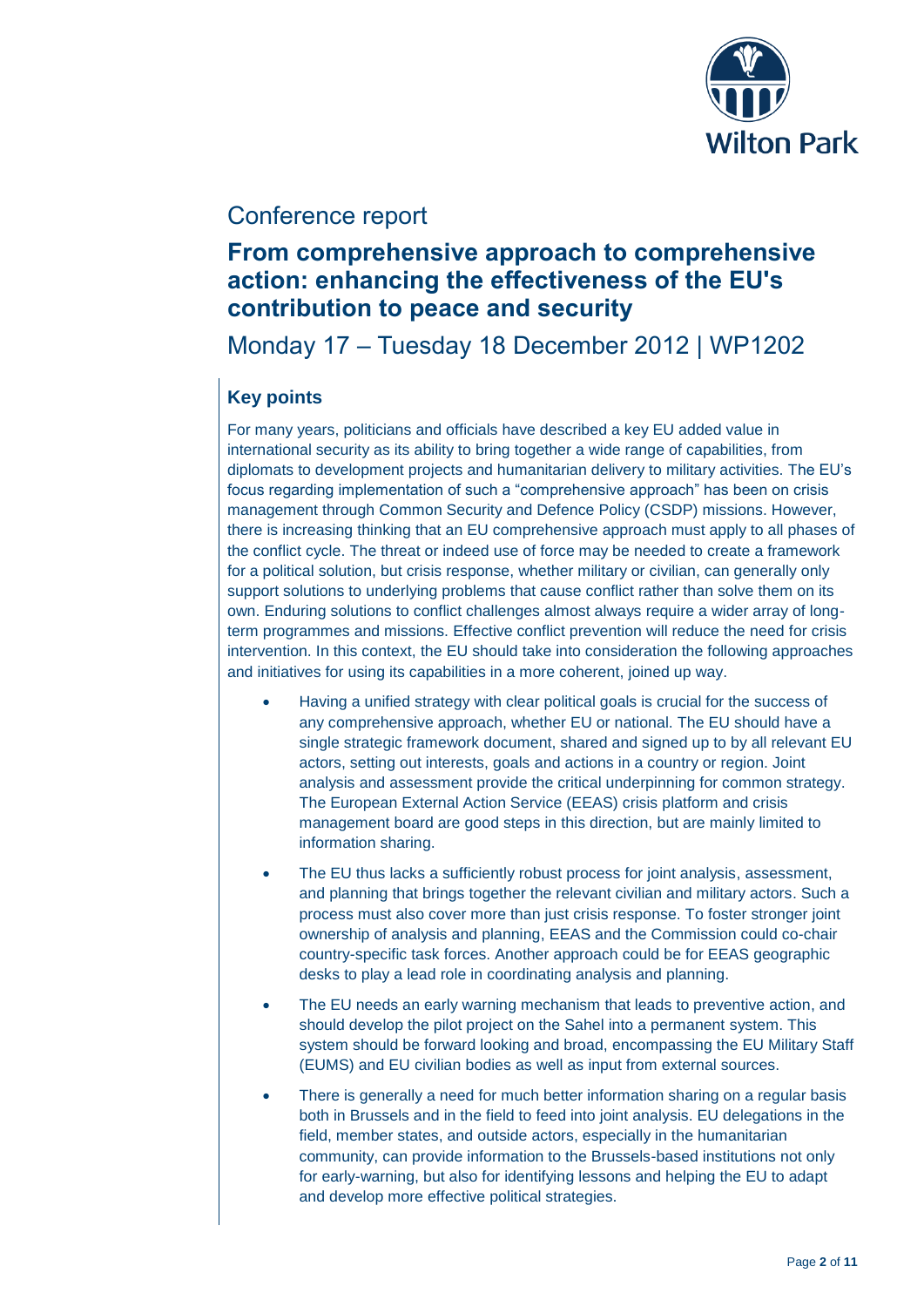Conference report

# From comprehensive approach to comprehensive action: enhancing the effectiveness of the EU's contribution to peace and security

Monday 17 – Tuesday 18 December 2012 | WP1202

## Key points

For many years, politicians and officials have described a key EU added value in international security as its ability to bring together a wide range of capabilities, from diplomats to development projects and humanitarian delivery to military activities. The EU's focus regarding implementation of such a "comprehensive approach" has been on crisis management through Common Security and Defence Policy (CSDP) missions. However, there is increasing thinking that an EU comprehensive approach must apply to all phases of the conflict cycle. The threat or indeed use of force may be needed to create a framework for a political solution, but crisis response, whether military or civilian, can generally only support solutions to underlying problems that cause conflict rather than solve them on its own. Enduring solutions to conflict challenges almost always require a wider array of long-term programmes and missions. Effective conflict prevention will reduce the need for crisis intervention. In this context, the EU should take into consideration the following approaches and initiatives for using its capabilities in a more coherent, joined up way.

- Having a unified strategy with clear political goals is crucial for the success of any comprehensive approach, whether EU or national. The EU should have a single strategic framework document, shared and signed up to by all relevant EU actors, setting out interests, goals and actions in a country or region. Joint analysis and assessment provide the critical underpinning for common strategy. The European External Action Service (EEAS) crisis platform and crisis management board are good steps in this direction, but are mainly limited to information sharing.
- The EU thus lacks a sufficiently robust process for joint analysis, assessment, and planning that brings together the relevant civilian and military actors. Such a process must also cover more than just crisis response. To foster stronger joint ownership of analysis and planning, EEAS and the Commission could co-chair country-specific task forces. Another approach could be for EEAS geographic desks to play a lead role in coordinating analysis and planning.
- The EU needs an early warning mechanism that leads to preventive action, and should develop the pilot project on the Sahel into a permanent system. This system should be forward looking and broad, encompassing the EU Military Staff (EUMS) and EU civilian bodies as well as input from external sources.
- There is generally a need for much better information sharing on a regular basis both in Brussels and in the field to feed into joint analysis. EU delegations in the field, member states, and outside actors, especially in the humanitarian community, can provide information to the Brussels-based institutions not only for early-warning, but also for identifying lessons and helping the EU to adapt and develop more effective political strategies.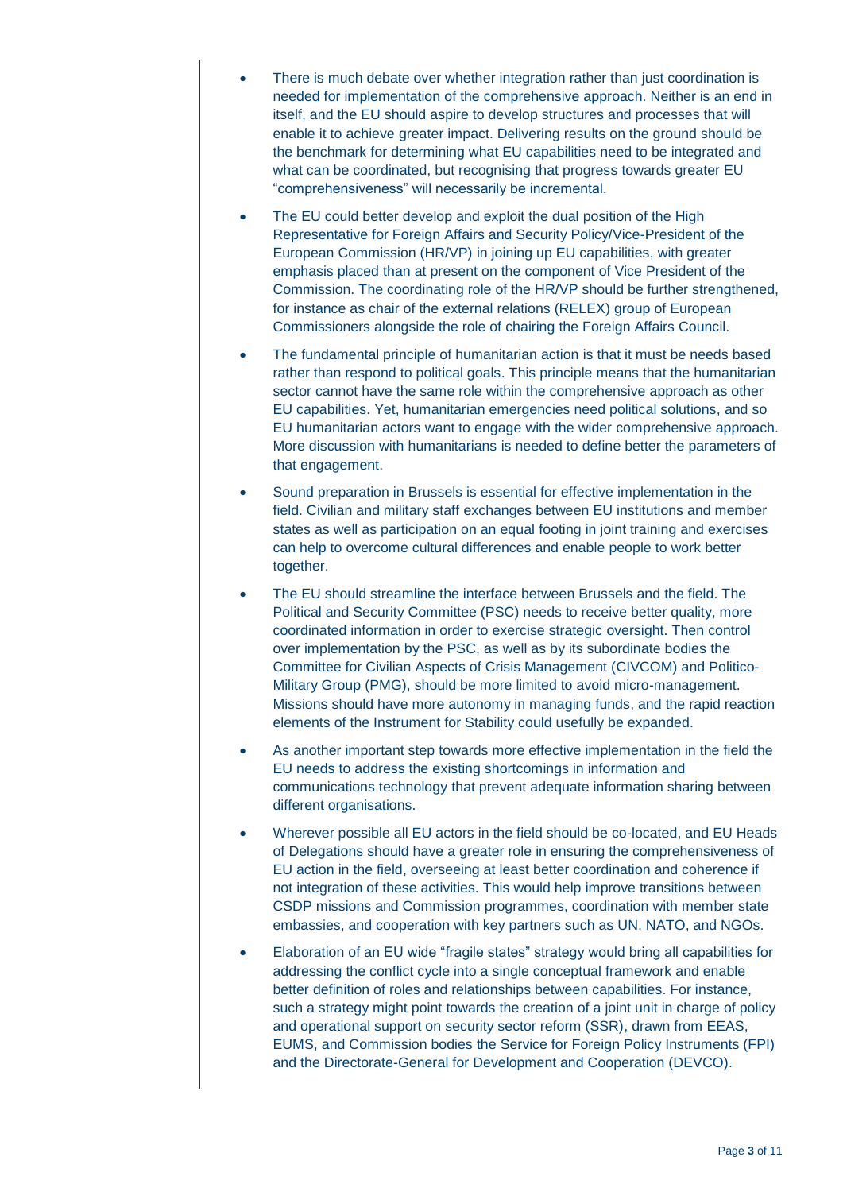- There is much debate over whether integration rather than just coordination is needed for implementation of the comprehensive approach. Neither is an end in itself, and the EU should aspire to develop structures and processes that will enable it to achieve greater impact. Delivering results on the ground should be the benchmark for determining what EU capabilities need to be integrated and what can be coordinated, but recognising that progress towards greater EU "comprehensiveness" will necessarily be incremental.

- The EU could better develop and exploit the dual position of the High Representative for Foreign Affairs and Security Policy/Vice-President of the European Commission (HR/VP) in joining up EU capabilities, with greater emphasis placed than at present on the component of Vice President of the Commission. The coordinating role of the HR/VP should be further strengthened, for instance as chair of the external relations (RELEX) group of European Commissioners alongside the role of chairing the Foreign Affairs Council.

- The fundamental principle of humanitarian action is that it must be needs based rather than respond to political goals. This principle means that the humanitarian sector cannot have the same role within the comprehensive approach as other EU capabilities. Yet, humanitarian emergencies need political solutions, and so EU humanitarian actors want to engage with the wider comprehensive approach. More discussion with humanitarians is needed to define better the parameters of that engagement.

- Sound preparation in Brussels is essential for effective implementation in the field. Civilian and military staff exchanges between EU institutions and member states as well as participation on an equal footing in joint training and exercises can help to overcome cultural differences and enable people to work better together.

- The EU should streamline the interface between Brussels and the field. The Political and Security Committee (PSC) needs to receive better quality, more coordinated information in order to exercise strategic oversight. Then control over implementation by the PSC, as well as by its subordinate bodies the Committee for Civilian Aspects of Crisis Management (CIVCOM) and Politico-Military Group (PMG), should be more limited to avoid micro-management. Missions should have more autonomy in managing funds, and the rapid reaction elements of the Instrument for Stability could usefully be expanded.

- As another important step towards more effective implementation in the field the EU needs to address the existing shortcomings in information and communications technology that prevent adequate information sharing between different organisations.

- Wherever possible all EU actors in the field should be co-located, and EU Heads of Delegations should have a greater role in ensuring the comprehensiveness of EU action in the field, overseeing at least better coordination and coherence if not integration of these activities. This would help improve transitions between CSDP missions and Commission programmes, coordination with member state embassies, and cooperation with key partners such as UN, NATO, and NGOs.

- Elaboration of an EU wide "fragile states" strategy would bring all capabilities for addressing the conflict cycle into a single conceptual framework and enable better definition of roles and relationships between capabilities. For instance, such a strategy might point towards the creation of a joint unit in charge of policy and operational support on security sector reform (SSR), drawn from EEAS, EUMS, and Commission bodies the Service for Foreign Policy Instruments (FPI) and the Directorate-General for Development and Cooperation (DEVCO).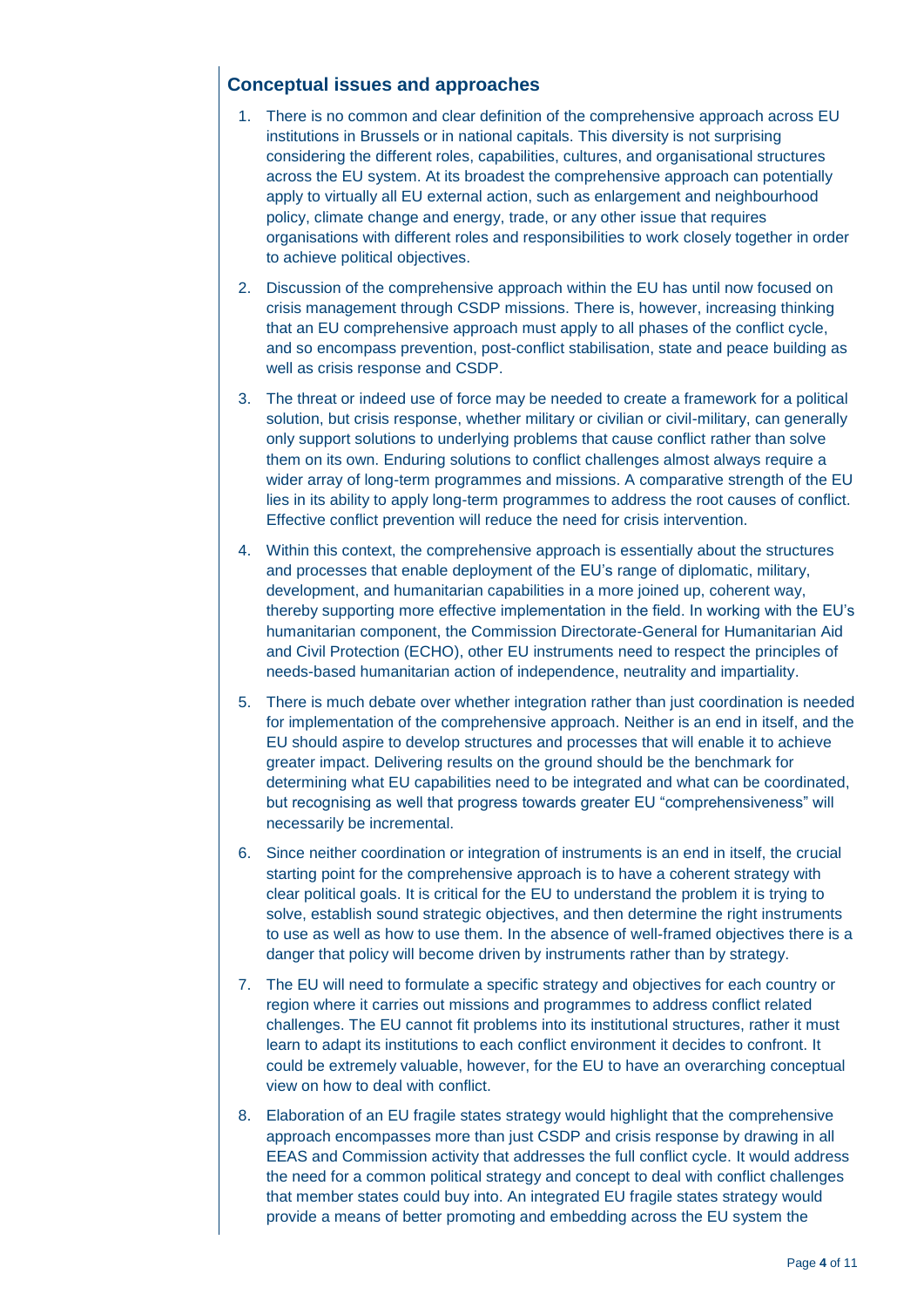## Conceptual issues and approaches

1. There is no common and clear definition of the comprehensive approach across EU institutions in Brussels or in national capitals. This diversity is not surprising considering the different roles, capabilities, cultures, and organisational structures across the EU system. At its broadest the comprehensive approach can potentially apply to virtually all EU external action, such as enlargement and neighbourhood policy, climate change and energy, trade, or any other issue that requires organisations with different roles and responsibilities to work closely together in order to achieve political objectives.

2. Discussion of the comprehensive approach within the EU has until now focused on crisis management through CSDP missions. There is, however, increasing thinking that an EU comprehensive approach must apply to all phases of the conflict cycle, and so encompass prevention, post-conflict stabilisation, state and peace building as well as crisis response and CSDP.

3. The threat or indeed use of force may be needed to create a framework for a political solution, but crisis response, whether military or civilian or civil-military, can generally only support solutions to underlying problems that cause conflict rather than solve them on its own. Enduring solutions to conflict challenges almost always require a wider array of long-term programmes and missions. A comparative strength of the EU lies in its ability to apply long-term programmes to address the root causes of conflict. Effective conflict prevention will reduce the need for crisis intervention.

4. Within this context, the comprehensive approach is essentially about the structures and processes that enable deployment of the EU's range of diplomatic, military, development, and humanitarian capabilities in a more joined up, coherent way, thereby supporting more effective implementation in the field. In working with the EU's humanitarian component, the Commission Directorate-General for Humanitarian Aid and Civil Protection (ECHO), other EU instruments need to respect the principles of needs-based humanitarian action of independence, neutrality and impartiality.

5. There is much debate over whether integration rather than just coordination is needed for implementation of the comprehensive approach. Neither is an end in itself, and the EU should aspire to develop structures and processes that will enable it to achieve greater impact. Delivering results on the ground should be the benchmark for determining what EU capabilities need to be integrated and what can be coordinated, but recognising as well that progress towards greater EU "comprehensiveness" will necessarily be incremental.

6. Since neither coordination or integration of instruments is an end in itself, the crucial starting point for the comprehensive approach is to have a coherent strategy with clear political goals. It is critical for the EU to understand the problem it is trying to solve, establish sound strategic objectives, and then determine the right instruments to use as well as how to use them. In the absence of well-framed objectives there is a danger that policy will become driven by instruments rather than by strategy.

7. The EU will need to formulate a specific strategy and objectives for each country or region where it carries out missions and programmes to address conflict related challenges. The EU cannot fit problems into its institutional structures, rather it must learn to adapt its institutions to each conflict environment it decides to confront. It could be extremely valuable, however, for the EU to have an overarching conceptual view on how to deal with conflict.

8. Elaboration of an EU fragile states strategy would highlight that the comprehensive approach encompasses more than just CSDP and crisis response by drawing in all EEAS and Commission activity that addresses the full conflict cycle. It would address the need for a common political strategy and concept to deal with conflict challenges that member states could buy into. An integrated EU fragile states strategy would provide a means of better promoting and embedding across the EU system the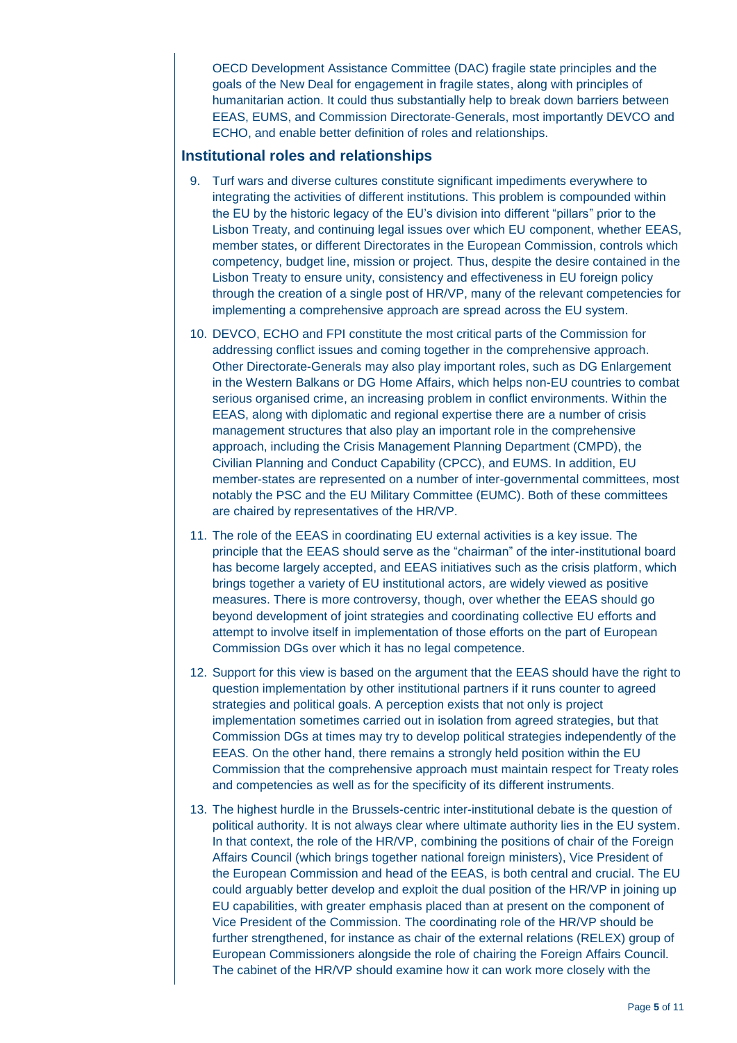OECD Development Assistance Committee (DAC) fragile state principles and the goals of the New Deal for engagement in fragile states, along with principles of humanitarian action. It could thus substantially help to break down barriers between EEAS, EUMS, and Commission Directorate-Generals, most importantly DEVCO and ECHO, and enable better definition of roles and relationships.

## Institutional roles and relationships

9. Turf wars and diverse cultures constitute significant impediments everywhere to integrating the activities of different institutions. This problem is compounded within the EU by the historic legacy of the EU's division into different "pillars" prior to the Lisbon Treaty, and continuing legal issues over which EU component, whether EEAS, member states, or different Directorates in the European Commission, controls which competency, budget line, mission or project. Thus, despite the desire contained in the Lisbon Treaty to ensure unity, consistency and effectiveness in EU foreign policy through the creation of a single post of HR/VP, many of the relevant competencies for implementing a comprehensive approach are spread across the EU system.

10. DEVCO, ECHO and FPI constitute the most critical parts of the Commission for addressing conflict issues and coming together in the comprehensive approach. Other Directorate-Generals may also play important roles, such as DG Enlargement in the Western Balkans or DG Home Affairs, which helps non-EU countries to combat serious organised crime, an increasing problem in conflict environments. Within the EEAS, along with diplomatic and regional expertise there are a number of crisis management structures that also play an important role in the comprehensive approach, including the Crisis Management Planning Department (CMPD), the Civilian Planning and Conduct Capability (CPCC), and EUMS. In addition, EU member-states are represented on a number of inter-governmental committees, most notably the PSC and the EU Military Committee (EUMC). Both of these committees are chaired by representatives of the HR/VP.

11. The role of the EEAS in coordinating EU external activities is a key issue. The principle that the EEAS should serve as the "chairman" of the inter-institutional board has become largely accepted, and EEAS initiatives such as the crisis platform, which brings together a variety of EU institutional actors, are widely viewed as positive measures. There is more controversy, though, over whether the EEAS should go beyond development of joint strategies and coordinating collective EU efforts and attempt to involve itself in implementation of those efforts on the part of European Commission DGs over which it has no legal competence.

12. Support for this view is based on the argument that the EEAS should have the right to question implementation by other institutional partners if it runs counter to agreed strategies and political goals. A perception exists that not only is project implementation sometimes carried out in isolation from agreed strategies, but that Commission DGs at times may try to develop political strategies independently of the EEAS. On the other hand, there remains a strongly held position within the EU Commission that the comprehensive approach must maintain respect for Treaty roles and competencies as well as for the specificity of its different instruments.

13. The highest hurdle in the Brussels-centric inter-institutional debate is the question of political authority. It is not always clear where ultimate authority lies in the EU system. In that context, the role of the HR/VP, combining the positions of chair of the Foreign Affairs Council (which brings together national foreign ministers), Vice President of the European Commission and head of the EEAS, is both central and crucial. The EU could arguably better develop and exploit the dual position of the HR/VP in joining up EU capabilities, with greater emphasis placed than at present on the component of Vice President of the Commission. The coordinating role of the HR/VP should be further strengthened, for instance as chair of the external relations (RELEX) group of European Commissioners alongside the role of chairing the Foreign Affairs Council. The cabinet of the HR/VP should examine how it can work more closely with the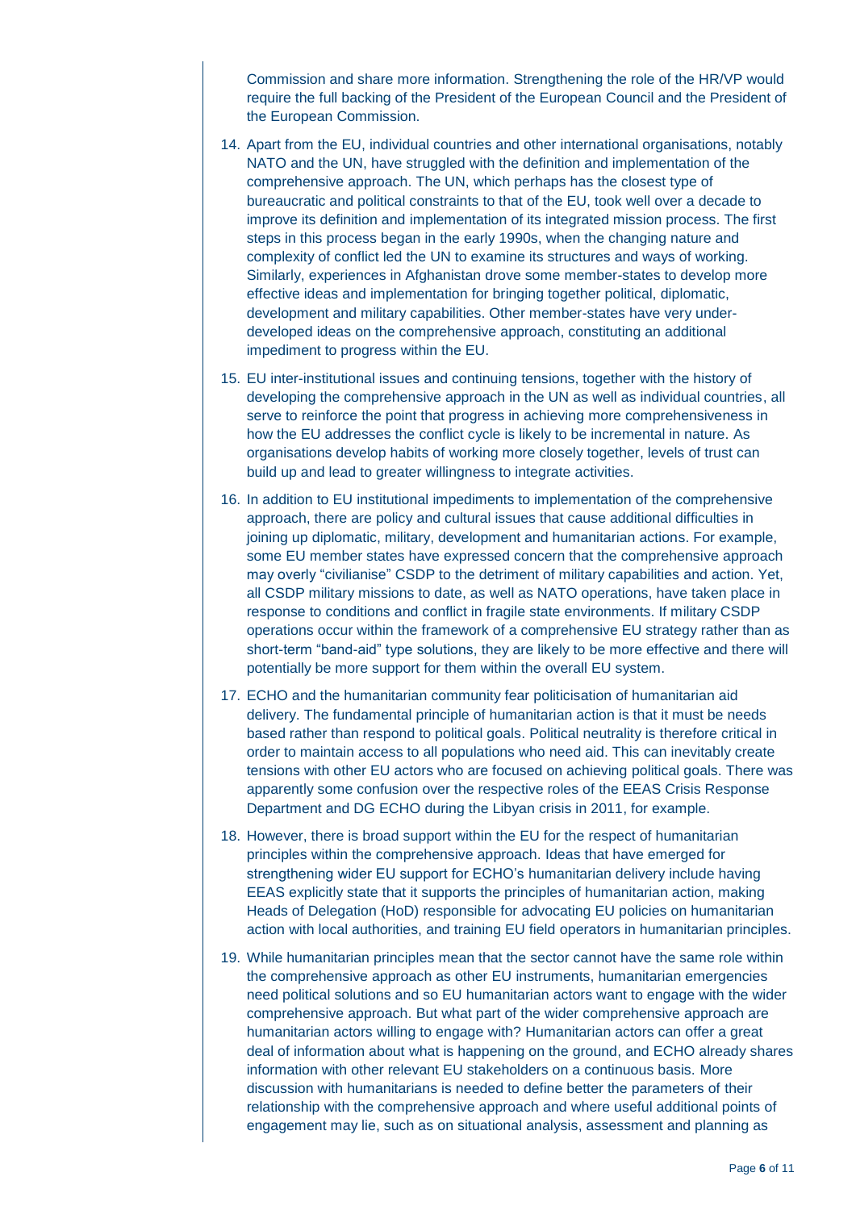Commission and share more information. Strengthening the role of the HR/VP would require the full backing of the President of the European Council and the President of the European Commission.

14. Apart from the EU, individual countries and other international organisations, notably NATO and the UN, have struggled with the definition and implementation of the comprehensive approach. The UN, which perhaps has the closest type of bureaucratic and political constraints to that of the EU, took well over a decade to improve its definition and implementation of its integrated mission process. The first steps in this process began in the early 1990s, when the changing nature and complexity of conflict led the UN to examine its structures and ways of working. Similarly, experiences in Afghanistan drove some member-states to develop more effective ideas and implementation for bringing together political, diplomatic, development and military capabilities. Other member-states have very under-developed ideas on the comprehensive approach, constituting an additional impediment to progress within the EU.

15. EU inter-institutional issues and continuing tensions, together with the history of developing the comprehensive approach in the UN as well as individual countries, all serve to reinforce the point that progress in achieving more comprehensiveness in how the EU addresses the conflict cycle is likely to be incremental in nature. As organisations develop habits of working more closely together, levels of trust can build up and lead to greater willingness to integrate activities.

16. In addition to EU institutional impediments to implementation of the comprehensive approach, there are policy and cultural issues that cause additional difficulties in joining up diplomatic, military, development and humanitarian actions. For example, some EU member states have expressed concern that the comprehensive approach may overly "civilianise" CSDP to the detriment of military capabilities and action. Yet, all CSDP military missions to date, as well as NATO operations, have taken place in response to conditions and conflict in fragile state environments. If military CSDP operations occur within the framework of a comprehensive EU strategy rather than as short-term "band-aid" type solutions, they are likely to be more effective and there will potentially be more support for them within the overall EU system.

17. ECHO and the humanitarian community fear politicisation of humanitarian aid delivery. The fundamental principle of humanitarian action is that it must be needs based rather than respond to political goals. Political neutrality is therefore critical in order to maintain access to all populations who need aid. This can inevitably create tensions with other EU actors who are focused on achieving political goals. There was apparently some confusion over the respective roles of the EEAS Crisis Response Department and DG ECHO during the Libyan crisis in 2011, for example.

18. However, there is broad support within the EU for the respect of humanitarian principles within the comprehensive approach. Ideas that have emerged for strengthening wider EU support for ECHO's humanitarian delivery include having EEAS explicitly state that it supports the principles of humanitarian action, making Heads of Delegation (HoD) responsible for advocating EU policies on humanitarian action with local authorities, and training EU field operators in humanitarian principles.

19. While humanitarian principles mean that the sector cannot have the same role within the comprehensive approach as other EU instruments, humanitarian emergencies need political solutions and so EU humanitarian actors want to engage with the wider comprehensive approach. But what part of the wider comprehensive approach are humanitarian actors willing to engage with? Humanitarian actors can offer a great deal of information about what is happening on the ground, and ECHO already shares information with other relevant EU stakeholders on a continuous basis. More discussion with humanitarians is needed to define better the parameters of their relationship with the comprehensive approach and where useful additional points of engagement may lie, such as on situational analysis, assessment and planning as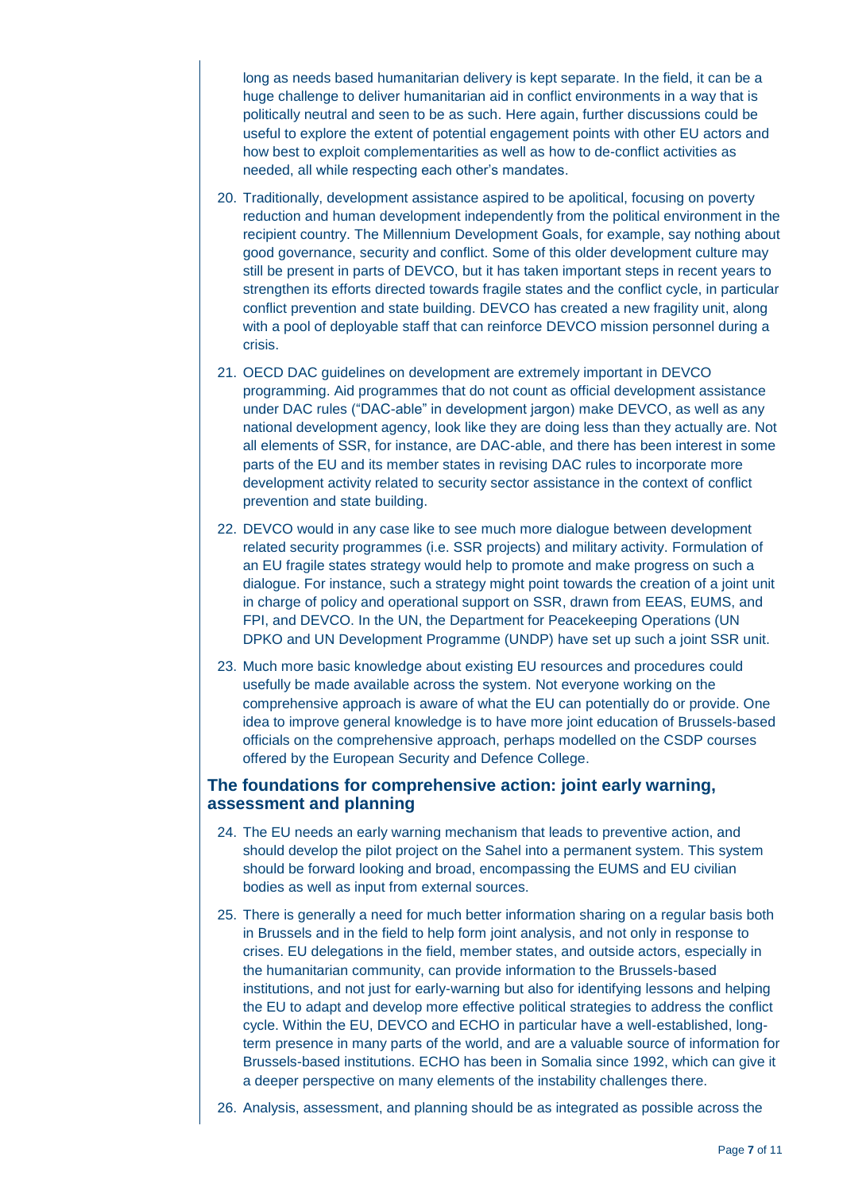long as needs based humanitarian delivery is kept separate. In the field, it can be a huge challenge to deliver humanitarian aid in conflict environments in a way that is politically neutral and seen to be as such. Here again, further discussions could be useful to explore the extent of potential engagement points with other EU actors and how best to exploit complementarities as well as how to de-conflict activities as needed, all while respecting each other's mandates.

20. Traditionally, development assistance aspired to be apolitical, focusing on poverty reduction and human development independently from the political environment in the recipient country. The Millennium Development Goals, for example, say nothing about good governance, security and conflict. Some of this older development culture may still be present in parts of DEVCO, but it has taken important steps in recent years to strengthen its efforts directed towards fragile states and the conflict cycle, in particular conflict prevention and state building. DEVCO has created a new fragility unit, along with a pool of deployable staff that can reinforce DEVCO mission personnel during a crisis.

21. OECD DAC guidelines on development are extremely important in DEVCO programming. Aid programmes that do not count as official development assistance under DAC rules ("DAC-able" in development jargon) make DEVCO, as well as any national development agency, look like they are doing less than they actually are. Not all elements of SSR, for instance, are DAC-able, and there has been interest in some parts of the EU and its member states in revising DAC rules to incorporate more development activity related to security sector assistance in the context of conflict prevention and state building.

22. DEVCO would in any case like to see much more dialogue between development related security programmes (i.e. SSR projects) and military activity. Formulation of an EU fragile states strategy would help to promote and make progress on such a dialogue. For instance, such a strategy might point towards the creation of a joint unit in charge of policy and operational support on SSR, drawn from EEAS, EUMS, and FPI, and DEVCO. In the UN, the Department for Peacekeeping Operations (UN DPKO and UN Development Programme (UNDP) have set up such a joint SSR unit.

23. Much more basic knowledge about existing EU resources and procedures could usefully be made available across the system. Not everyone working on the comprehensive approach is aware of what the EU can potentially do or provide. One idea to improve general knowledge is to have more joint education of Brussels-based officials on the comprehensive approach, perhaps modelled on the CSDP courses offered by the European Security and Defence College.

## The foundations for comprehensive action: joint early warning, assessment and planning

24. The EU needs an early warning mechanism that leads to preventive action, and should develop the pilot project on the Sahel into a permanent system. This system should be forward looking and broad, encompassing the EUMS and EU civilian bodies as well as input from external sources.

25. There is generally a need for much better information sharing on a regular basis both in Brussels and in the field to help form joint analysis, and not only in response to crises. EU delegations in the field, member states, and outside actors, especially in the humanitarian community, can provide information to the Brussels-based institutions, and not just for early-warning but also for identifying lessons and helping the EU to adapt and develop more effective political strategies to address the conflict cycle. Within the EU, DEVCO and ECHO in particular have a well-established, long-term presence in many parts of the world, and are a valuable source of information for Brussels-based institutions. ECHO has been in Somalia since 1992, which can give it a deeper perspective on many elements of the instability challenges there.

26. Analysis, assessment, and planning should be as integrated as possible across the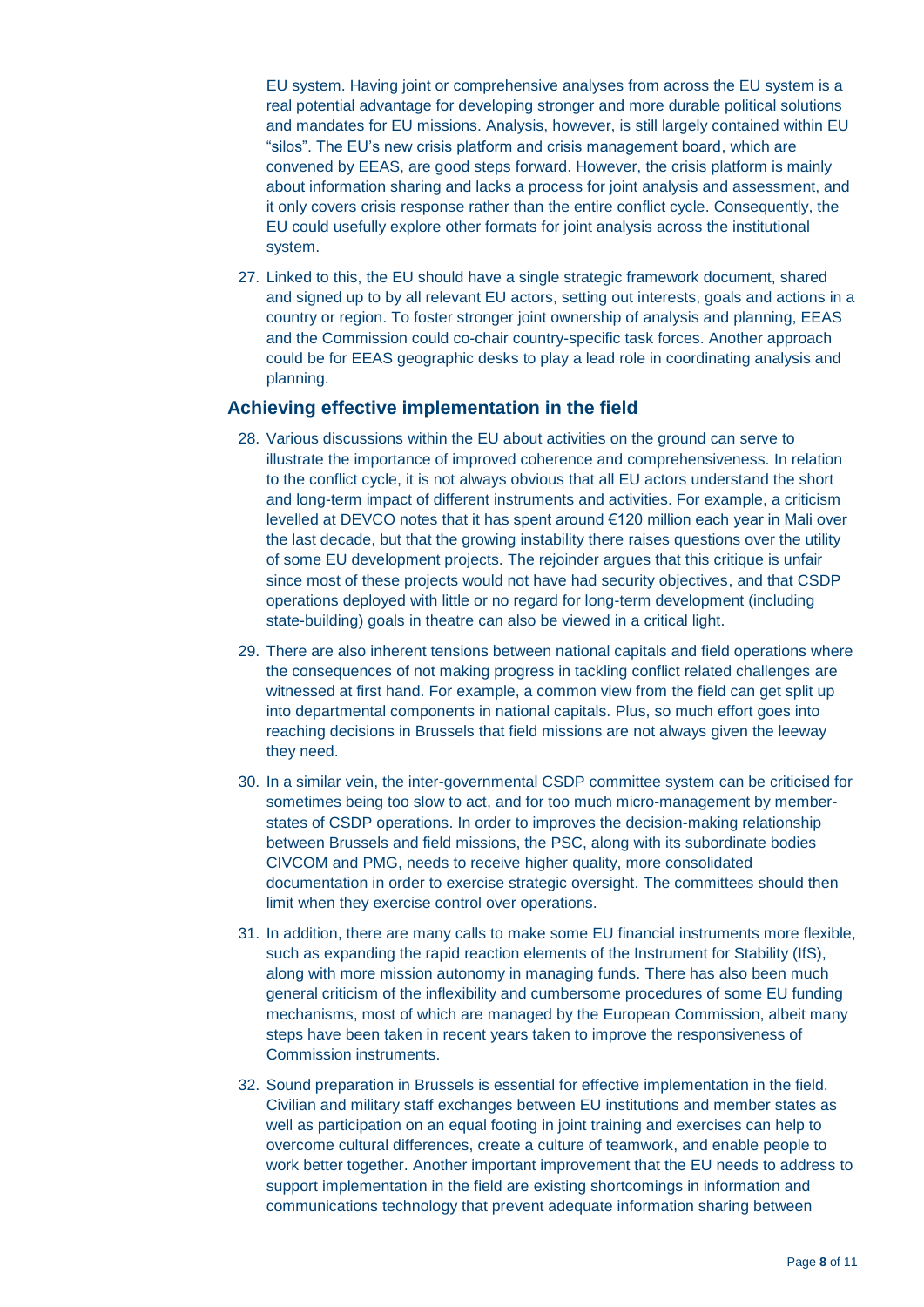EU system. Having joint or comprehensive analyses from across the EU system is a real potential advantage for developing stronger and more durable political solutions and mandates for EU missions. Analysis, however, is still largely contained within EU "silos". The EU's new crisis platform and crisis management board, which are convened by EEAS, are good steps forward. However, the crisis platform is mainly about information sharing and lacks a process for joint analysis and assessment, and it only covers crisis response rather than the entire conflict cycle. Consequently, the EU could usefully explore other formats for joint analysis across the institutional system.

27. Linked to this, the EU should have a single strategic framework document, shared and signed up to by all relevant EU actors, setting out interests, goals and actions in a country or region. To foster stronger joint ownership of analysis and planning, EEAS and the Commission could co-chair country-specific task forces. Another approach could be for EEAS geographic desks to play a lead role in coordinating analysis and planning.

## Achieving effective implementation in the field

28. Various discussions within the EU about activities on the ground can serve to illustrate the importance of improved coherence and comprehensiveness. In relation to the conflict cycle, it is not always obvious that all EU actors understand the short and long-term impact of different instruments and activities. For example, a criticism levelled at DEVCO notes that it has spent around €120 million each year in Mali over the last decade, but that the growing instability there raises questions over the utility of some EU development projects. The rejoinder argues that this critique is unfair since most of these projects would not have had security objectives, and that CSDP operations deployed with little or no regard for long-term development (including state-building) goals in theatre can also be viewed in a critical light.

29. There are also inherent tensions between national capitals and field operations where the consequences of not making progress in tackling conflict related challenges are witnessed at first hand. For example, a common view from the field can get split up into departmental components in national capitals. Plus, so much effort goes into reaching decisions in Brussels that field missions are not always given the leeway they need.

30. In a similar vein, the inter-governmental CSDP committee system can be criticised for sometimes being too slow to act, and for too much micro-management by member-states of CSDP operations. In order to improves the decision-making relationship between Brussels and field missions, the PSC, along with its subordinate bodies CIVCOM and PMG, needs to receive higher quality, more consolidated documentation in order to exercise strategic oversight. The committees should then limit when they exercise control over operations.

31. In addition, there are many calls to make some EU financial instruments more flexible, such as expanding the rapid reaction elements of the Instrument for Stability (IfS), along with more mission autonomy in managing funds. There has also been much general criticism of the inflexibility and cumbersome procedures of some EU funding mechanisms, most of which are managed by the European Commission, albeit many steps have been taken in recent years taken to improve the responsiveness of Commission instruments.

32. Sound preparation in Brussels is essential for effective implementation in the field. Civilian and military staff exchanges between EU institutions and member states as well as participation on an equal footing in joint training and exercises can help to overcome cultural differences, create a culture of teamwork, and enable people to work better together. Another important improvement that the EU needs to address to support implementation in the field are existing shortcomings in information and communications technology that prevent adequate information sharing between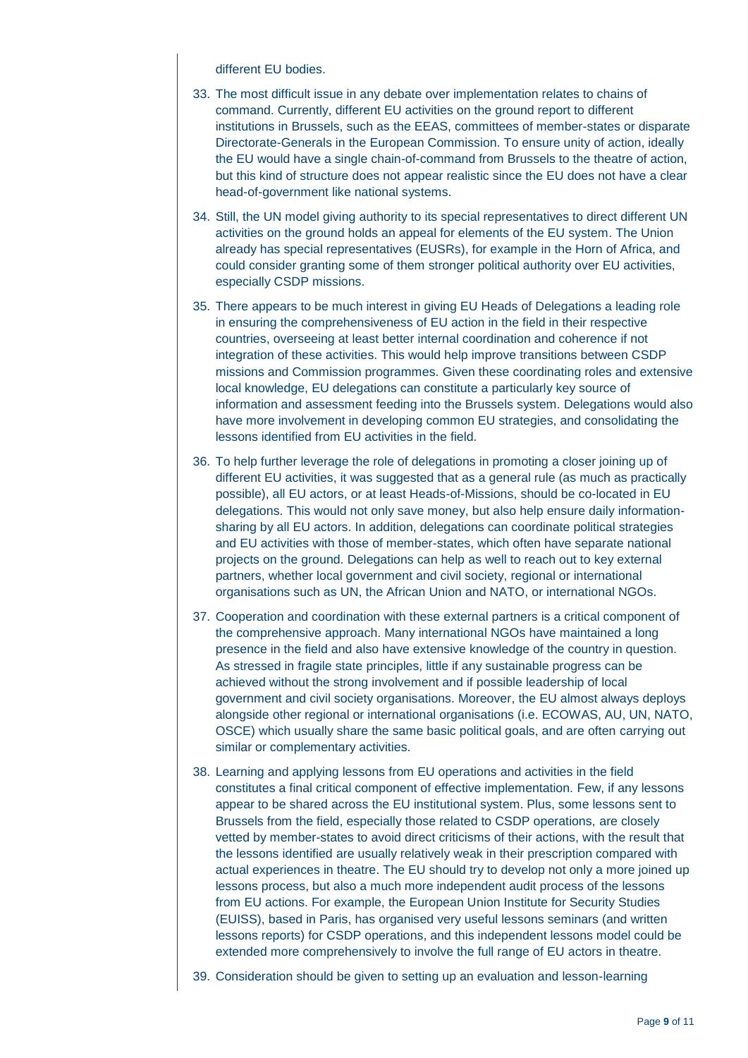different EU bodies.

33. The most difficult issue in any debate over implementation relates to chains of command. Currently, different EU activities on the ground report to different institutions in Brussels, such as the EEAS, committees of member-states or disparate Directorate-Generals in the European Commission. To ensure unity of action, ideally the EU would have a single chain-of-command from Brussels to the theatre of action, but this kind of structure does not appear realistic since the EU does not have a clear head-of-government like national systems.

34. Still, the UN model giving authority to its special representatives to direct different UN activities on the ground holds an appeal for elements of the EU system. The Union already has special representatives (EUSRs), for example in the Horn of Africa, and could consider granting some of them stronger political authority over EU activities, especially CSDP missions.

35. There appears to be much interest in giving EU Heads of Delegations a leading role in ensuring the comprehensiveness of EU action in the field in their respective countries, overseeing at least better internal coordination and coherence if not integration of these activities. This would help improve transitions between CSDP missions and Commission programmes. Given these coordinating roles and extensive local knowledge, EU delegations can constitute a particularly key source of information and assessment feeding into the Brussels system. Delegations would also have more involvement in developing common EU strategies, and consolidating the lessons identified from EU activities in the field.

36. To help further leverage the role of delegations in promoting a closer joining up of different EU activities, it was suggested that as a general rule (as much as practically possible), all EU actors, or at least Heads-of-Missions, should be co-located in EU delegations. This would not only save money, but also help ensure daily information-sharing by all EU actors. In addition, delegations can coordinate political strategies and EU activities with those of member-states, which often have separate national projects on the ground. Delegations can help as well to reach out to key external partners, whether local government and civil society, regional or international organisations such as UN, the African Union and NATO, or international NGOs.

37. Cooperation and coordination with these external partners is a critical component of the comprehensive approach. Many international NGOs have maintained a long presence in the field and also have extensive knowledge of the country in question. As stressed in fragile state principles, little if any sustainable progress can be achieved without the strong involvement and if possible leadership of local government and civil society organisations. Moreover, the EU almost always deploys alongside other regional or international organisations (i.e. ECOWAS, AU, UN, NATO, OSCE) which usually share the same basic political goals, and are often carrying out similar or complementary activities.

38. Learning and applying lessons from EU operations and activities in the field constitutes a final critical component of effective implementation. Few, if any lessons appear to be shared across the EU institutional system. Plus, some lessons sent to Brussels from the field, especially those related to CSDP operations, are closely vetted by member-states to avoid direct criticisms of their actions, with the result that the lessons identified are usually relatively weak in their prescription compared with actual experiences in theatre. The EU should try to develop not only a more joined up lessons process, but also a much more independent audit process of the lessons from EU actions. For example, the European Union Institute for Security Studies (EUISS), based in Paris, has organised very useful lessons seminars (and written lessons reports) for CSDP operations, and this independent lessons model could be extended more comprehensively to involve the full range of EU actors in theatre.

39. Consideration should be given to setting up an evaluation and lesson-learning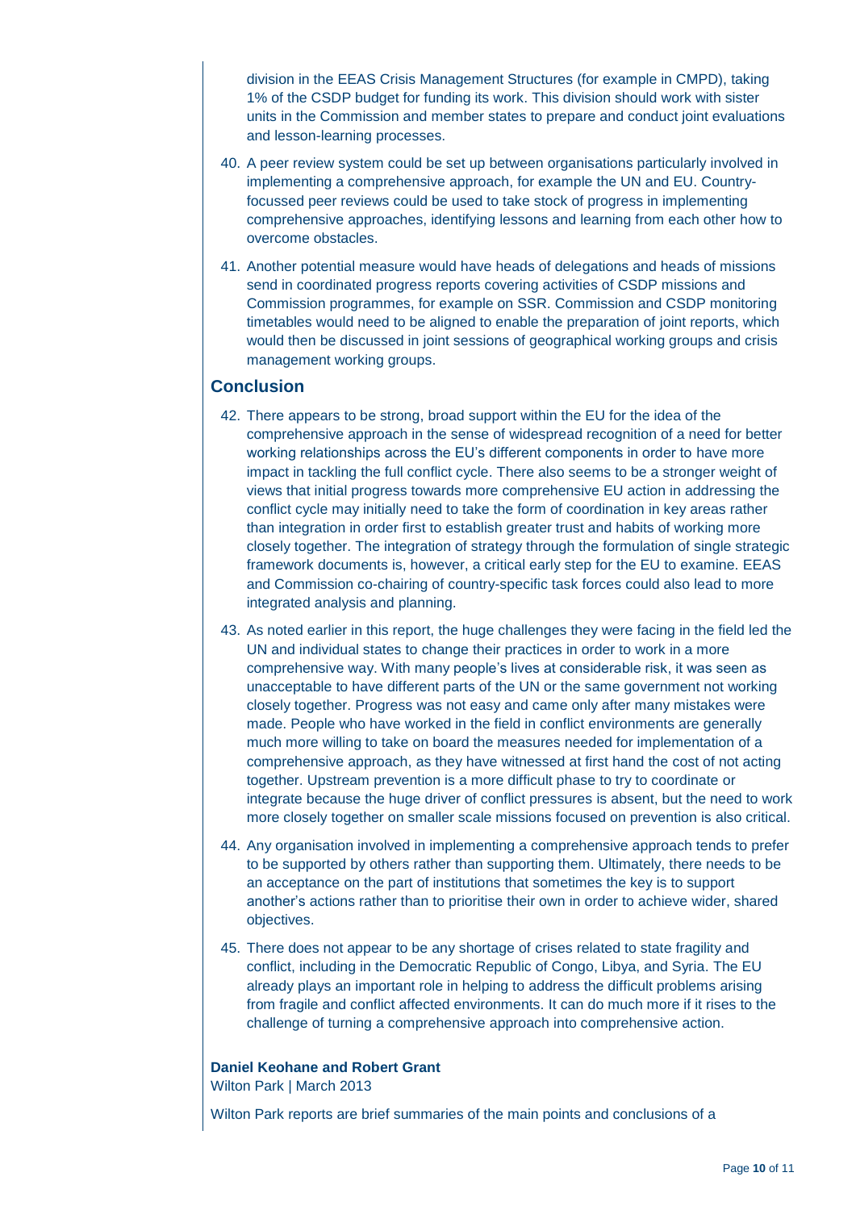division in the EEAS Crisis Management Structures (for example in CMPD), taking 1% of the CSDP budget for funding its work. This division should work with sister units in the Commission and member states to prepare and conduct joint evaluations and lesson-learning processes.

40. A peer review system could be set up between organisations particularly involved in implementing a comprehensive approach, for example the UN and EU. Country-focussed peer reviews could be used to take stock of progress in implementing comprehensive approaches, identifying lessons and learning from each other how to overcome obstacles.

41. Another potential measure would have heads of delegations and heads of missions send in coordinated progress reports covering activities of CSDP missions and Commission programmes, for example on SSR. Commission and CSDP monitoring timetables would need to be aligned to enable the preparation of joint reports, which would then be discussed in joint sessions of geographical working groups and crisis management working groups.

## Conclusion

42. There appears to be strong, broad support within the EU for the idea of the comprehensive approach in the sense of widespread recognition of a need for better working relationships across the EU's different components in order to have more impact in tackling the full conflict cycle. There also seems to be a stronger weight of views that initial progress towards more comprehensive EU action in addressing the conflict cycle may initially need to take the form of coordination in key areas rather than integration in order first to establish greater trust and habits of working more closely together. The integration of strategy through the formulation of single strategic framework documents is, however, a critical early step for the EU to examine. EEAS and Commission co-chairing of country-specific task forces could also lead to more integrated analysis and planning.

43. As noted earlier in this report, the huge challenges they were facing in the field led the UN and individual states to change their practices in order to work in a more comprehensive way. With many people's lives at considerable risk, it was seen as unacceptable to have different parts of the UN or the same government not working closely together. Progress was not easy and came only after many mistakes were made. People who have worked in the field in conflict environments are generally much more willing to take on board the measures needed for implementation of a comprehensive approach, as they have witnessed at first hand the cost of not acting together. Upstream prevention is a more difficult phase to try to coordinate or integrate because the huge driver of conflict pressures is absent, but the need to work more closely together on smaller scale missions focused on prevention is also critical.

44. Any organisation involved in implementing a comprehensive approach tends to prefer to be supported by others rather than supporting them. Ultimately, there needs to be an acceptance on the part of institutions that sometimes the key is to support another's actions rather than to prioritise their own in order to achieve wider, shared objectives.

45. There does not appear to be any shortage of crises related to state fragility and conflict, including in the Democratic Republic of Congo, Libya, and Syria. The EU already plays an important role in helping to address the difficult problems arising from fragile and conflict affected environments. It can do much more if it rises to the challenge of turning a comprehensive approach into comprehensive action.

**Daniel Keohane and Robert Grant**
Wilton Park | March 2013

Wilton Park reports are brief summaries of the main points and conclusions of a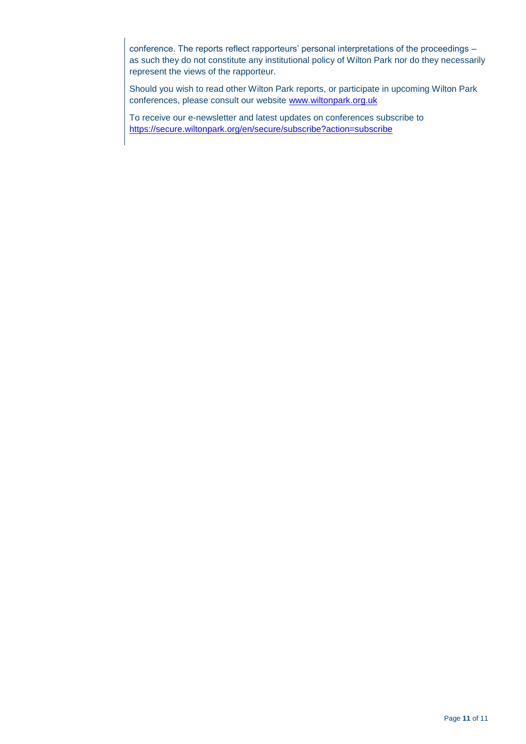conference. The reports reflect rapporteurs' personal interpretations of the proceedings – as such they do not constitute any institutional policy of Wilton Park nor do they necessarily represent the views of the rapporteur.

Should you wish to read other Wilton Park reports, or participate in upcoming Wilton Park conferences, please consult our website [www.wiltonpark.org.uk](http://www.wiltonpark.org.uk)

To receive our e-newsletter and latest updates on conferences subscribe to [https://secure.wiltonpark.org/en/secure/subscribe?action=subscribe](https://secure.wiltonpark.org/en/secure/subscribe?action=subscribe)